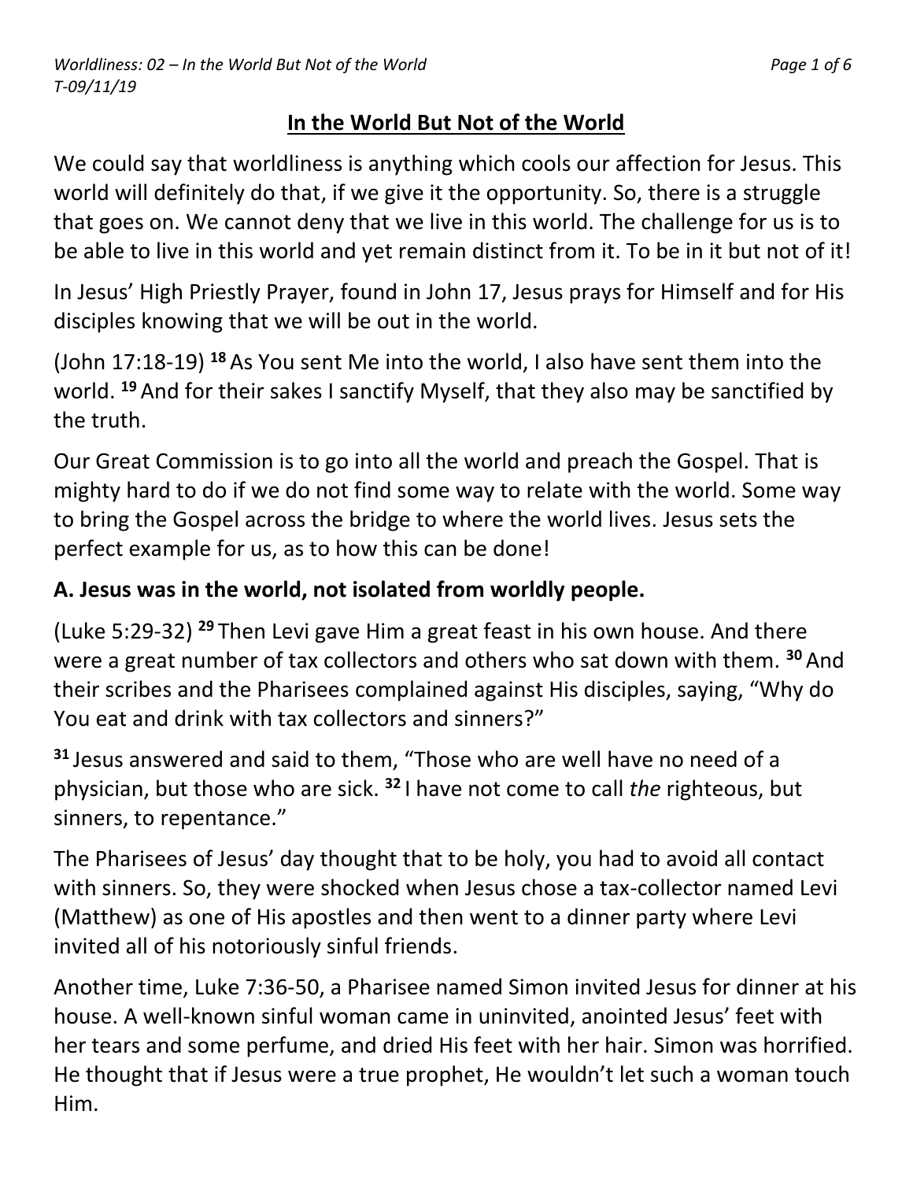# In the World But Not of the World

We could say that worldliness is anything which cools our affection for Jesus. This world will definitely do that, if we give it the opportunity. So, there is a struggle that goes on. We cannot deny that we live in this world. The challenge for us is to be able to live in this world and yet remain distinct from it. To be in it but not of it!

In Jesus' High Priestly Prayer, found in John 17, Jesus prays for Himself and for His disciples knowing that we will be out in the world.

(John 17:18-19) **18** As You sent Me into the world, I also have sent them into the world. **19** And for their sakes I sanctify Myself, that they also may be sanctified by the truth.

Our Great Commission is to go into all the world and preach the Gospel. That is mighty hard to do if we do not find some way to relate with the world. Some way to bring the Gospel across the bridge to where the world lives. Jesus sets the perfect example for us, as to how this can be done!

## A. Jesus was in the world, not isolated from worldly people.

(Luke 5:29-32) **29** Then Levi gave Him a great feast in his own house. And there were a great number of tax collectors and others who sat down with them. **30** And their scribes and the Pharisees complained against His disciples, saying, "Why do You eat and drink with tax collectors and sinners?"

**31** Jesus answered and said to them, "Those who are well have no need of a physician, but those who are sick. **32** I have not come to call *the* righteous, but sinners, to repentance."

The Pharisees of Jesus' day thought that to be holy, you had to avoid all contact with sinners. So, they were shocked when Jesus chose a tax-collector named Levi (Matthew) as one of His apostles and then went to a dinner party where Levi invited all of his notoriously sinful friends.

Another time, Luke 7:36-50, a Pharisee named Simon invited Jesus for dinner at his house. A well-known sinful woman came in uninvited, anointed Jesus' feet with her tears and some perfume, and dried His feet with her hair. Simon was horrified. He thought that if Jesus were a true prophet, He wouldn't let such a woman touch Him.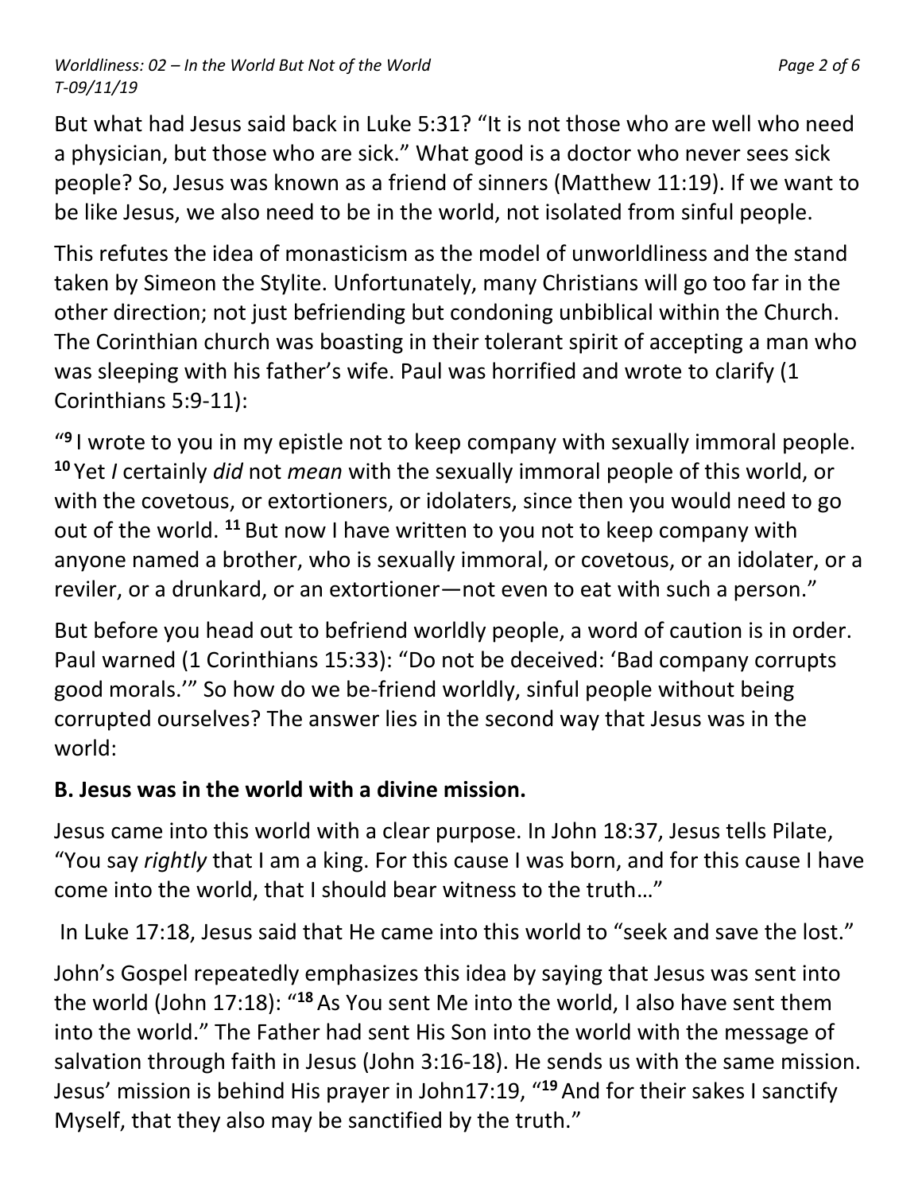But what had Jesus said back in Luke 5:31? "It is not those who are well who need a physician, but those who are sick." What good is a doctor who never sees sick people? So, Jesus was known as a friend of sinners (Matthew 11:19). If we want to be like Jesus, we also need to be in the world, not isolated from sinful people.

This refutes the idea of monasticism as the model of unworldliness and the stand taken by Simeon the Stylite. Unfortunately, many Christians will go too far in the other direction; not just befriending but condoning unbiblical within the Church. The Corinthian church was boasting in their tolerant spirit of accepting a man who was sleeping with his father's wife. Paul was horrified and wrote to clarify (1 Corinthians 5:9-11):

"**9** I wrote to you in my epistle not to keep company with sexually immoral people. **10** Yet *I* certainly *did* not *mean* with the sexually immoral people of this world, or with the covetous, or extortioners, or idolaters, since then you would need to go out of the world. **11** But now I have written to you not to keep company with anyone named a brother, who is sexually immoral, or covetous, or an idolater, or a reviler, or a drunkard, or an extortioner—not even to eat with such a person."

But before you head out to befriend worldly people, a word of caution is in order. Paul warned (1 Corinthians 15:33): "Do not be deceived: 'Bad company corrupts good morals.'" So how do we be-friend worldly, sinful people without being corrupted ourselves? The answer lies in the second way that Jesus was in the world:

### B. Jesus was in the world with a divine mission.

Jesus came into this world with a clear purpose. In John 18:37, Jesus tells Pilate, "You say *rightly* that I am a king. For this cause I was born, and for this cause I have come into the world, that I should bear witness to the truth…"

In Luke 17:18, Jesus said that He came into this world to "seek and save the lost."

John's Gospel repeatedly emphasizes this idea by saying that Jesus was sent into the world (John 17:18): "**18** As You sent Me into the world, I also have sent them into the world." The Father had sent His Son into the world with the message of salvation through faith in Jesus (John 3:16-18). He sends us with the same mission. Jesus' mission is behind His prayer in John17:19, "**19** And for their sakes I sanctify Myself, that they also may be sanctified by the truth."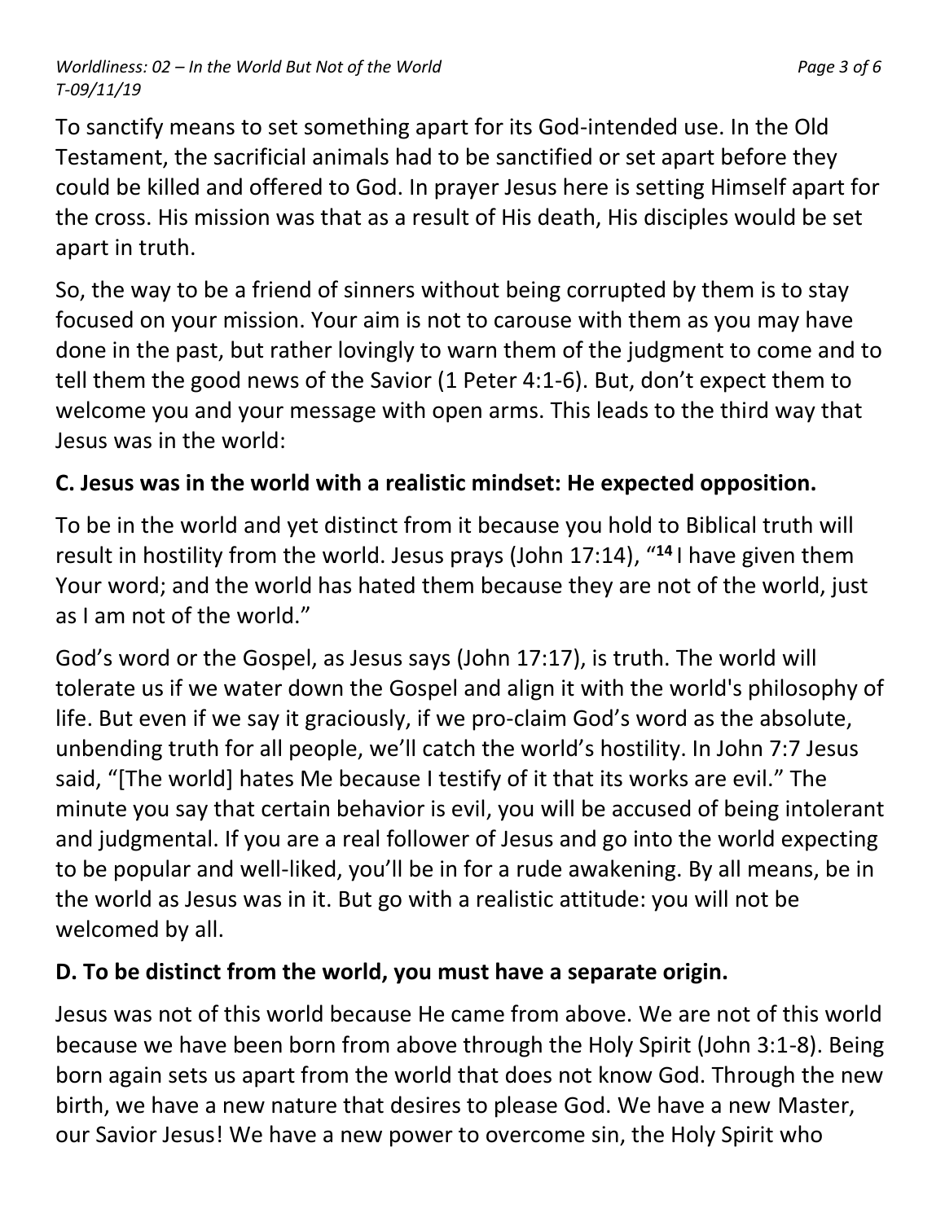To sanctify means to set something apart for its God-intended use. In the Old Testament, the sacrificial animals had to be sanctified or set apart before they could be killed and offered to God. In prayer Jesus here is setting Himself apart for the cross. His mission was that as a result of His death, His disciples would be set apart in truth.

So, the way to be a friend of sinners without being corrupted by them is to stay focused on your mission. Your aim is not to carouse with them as you may have done in the past, but rather lovingly to warn them of the judgment to come and to tell them the good news of the Savior (1 Peter 4:1-6). But, don't expect them to welcome you and your message with open arms. This leads to the third way that Jesus was in the world:

### C. Jesus was in the world with a realistic mindset: He expected opposition.

To be in the world and yet distinct from it because you hold to Biblical truth will result in hostility from the world. Jesus prays (John 17:14), "**14** I have given them Your word; and the world has hated them because they are not of the world, just as I am not of the world."

God's word or the Gospel, as Jesus says (John 17:17), is truth. The world will tolerate us if we water down the Gospel and align it with the world's philosophy of life. But even if we say it graciously, if we pro-claim God's word as the absolute, unbending truth for all people, we'll catch the world's hostility. In John 7:7 Jesus said, "[The world] hates Me because I testify of it that its works are evil." The minute you say that certain behavior is evil, you will be accused of being intolerant and judgmental. If you are a real follower of Jesus and go into the world expecting to be popular and well-liked, you'll be in for a rude awakening. By all means, be in the world as Jesus was in it. But go with a realistic attitude: you will not be welcomed by all.

### D. To be distinct from the world, you must have a separate origin.

Jesus was not of this world because He came from above. We are not of this world because we have been born from above through the Holy Spirit (John 3:1-8). Being born again sets us apart from the world that does not know God. Through the new birth, we have a new nature that desires to please God. We have a new Master, our Savior Jesus! We have a new power to overcome sin, the Holy Spirit who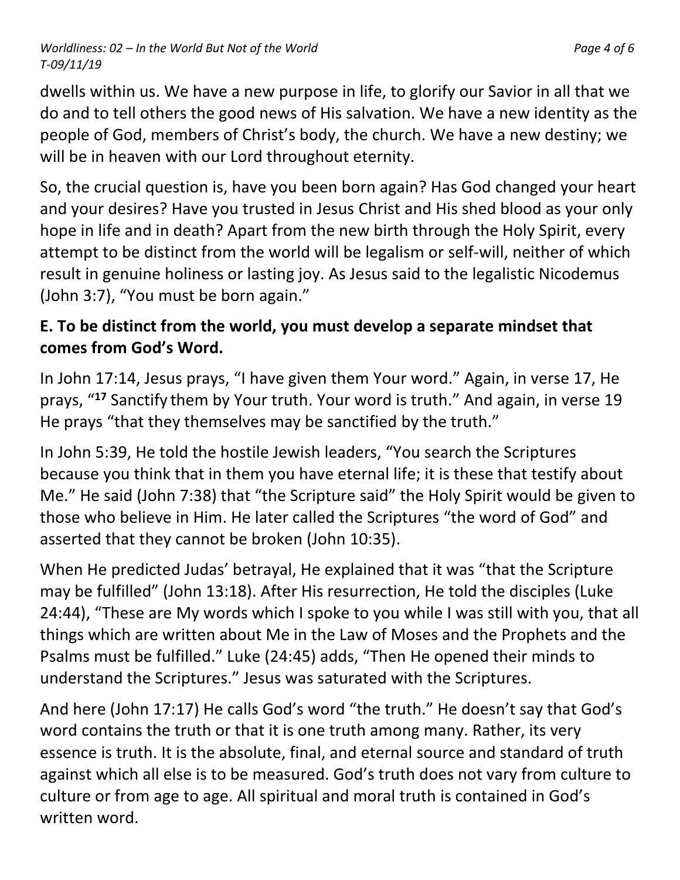dwells within us. We have a new purpose in life, to glorify our Savior in all that we do and to tell others the good news of His salvation. We have a new identity as the people of God, members of Christ's body, the church. We have a new destiny; we will be in heaven with our Lord throughout eternity.

So, the crucial question is, have you been born again? Has God changed your heart and your desires? Have you trusted in Jesus Christ and His shed blood as your only hope in life and in death? Apart from the new birth through the Holy Spirit, every attempt to be distinct from the world will be legalism or self-will, neither of which result in genuine holiness or lasting joy. As Jesus said to the legalistic Nicodemus (John 3:7), "You must be born again."

**E. To be distinct from the world, you must develop a separate mindset that comes from God's Word.**

In John 17:14, Jesus prays, "I have given them Your word." Again, in verse 17, He prays, "**17** Sanctify them by Your truth. Your word is truth." And again, in verse 19 He prays "that they themselves may be sanctified by the truth."

In John 5:39, He told the hostile Jewish leaders, "You search the Scriptures because you think that in them you have eternal life; it is these that testify about Me." He said (John 7:38) that "the Scripture said" the Holy Spirit would be given to those who believe in Him. He later called the Scriptures "the word of God" and asserted that they cannot be broken (John 10:35).

When He predicted Judas' betrayal, He explained that it was "that the Scripture may be fulfilled" (John 13:18). After His resurrection, He told the disciples (Luke 24:44), "These are My words which I spoke to you while I was still with you, that all things which are written about Me in the Law of Moses and the Prophets and the Psalms must be fulfilled." Luke (24:45) adds, "Then He opened their minds to understand the Scriptures." Jesus was saturated with the Scriptures.

And here (John 17:17) He calls God's word "the truth." He doesn't say that God's word contains the truth or that it is one truth among many. Rather, its very essence is truth. It is the absolute, final, and eternal source and standard of truth against which all else is to be measured. God's truth does not vary from culture to culture or from age to age. All spiritual and moral truth is contained in God's written word.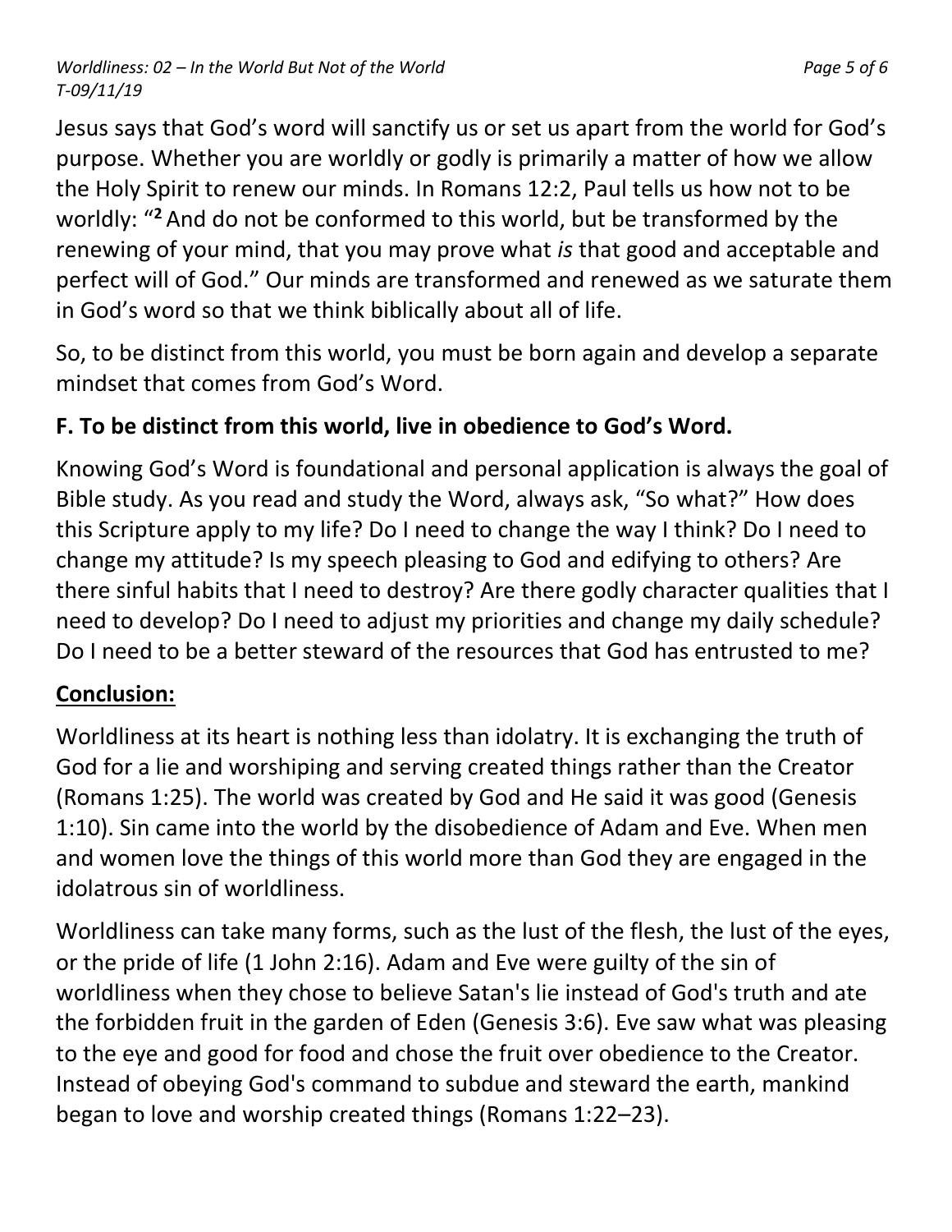Jesus says that God's word will sanctify us or set us apart from the world for God's purpose. Whether you are worldly or godly is primarily a matter of how we allow the Holy Spirit to renew our minds. In Romans 12:2, Paul tells us how not to be worldly: "**2** And do not be conformed to this world, but be transformed by the renewing of your mind, that you may prove what *is* that good and acceptable and perfect will of God." Our minds are transformed and renewed as we saturate them in God's word so that we think biblically about all of life.

So, to be distinct from this world, you must be born again and develop a separate mindset that comes from God's Word.

### F. To be distinct from this world, live in obedience to God's Word.

Knowing God's Word is foundational and personal application is always the goal of Bible study. As you read and study the Word, always ask, "So what?" How does this Scripture apply to my life? Do I need to change the way I think? Do I need to change my attitude? Is my speech pleasing to God and edifying to others? Are there sinful habits that I need to destroy? Are there godly character qualities that I need to develop? Do I need to adjust my priorities and change my daily schedule? Do I need to be a better steward of the resources that God has entrusted to me?

## **Conclusion:**

Worldliness at its heart is nothing less than idolatry. It is exchanging the truth of God for a lie and worshiping and serving created things rather than the Creator (Romans 1:25). The world was created by God and He said it was good (Genesis 1:10). Sin came into the world by the disobedience of Adam and Eve. When men and women love the things of this world more than God they are engaged in the idolatrous sin of worldliness.

Worldliness can take many forms, such as the lust of the flesh, the lust of the eyes, or the pride of life (1 John 2:16). Adam and Eve were guilty of the sin of worldliness when they chose to believe Satan's lie instead of God's truth and ate the forbidden fruit in the garden of Eden (Genesis 3:6). Eve saw what was pleasing to the eye and good for food and chose the fruit over obedience to the Creator. Instead of obeying God's command to subdue and steward the earth, mankind began to love and worship created things (Romans 1:22–23).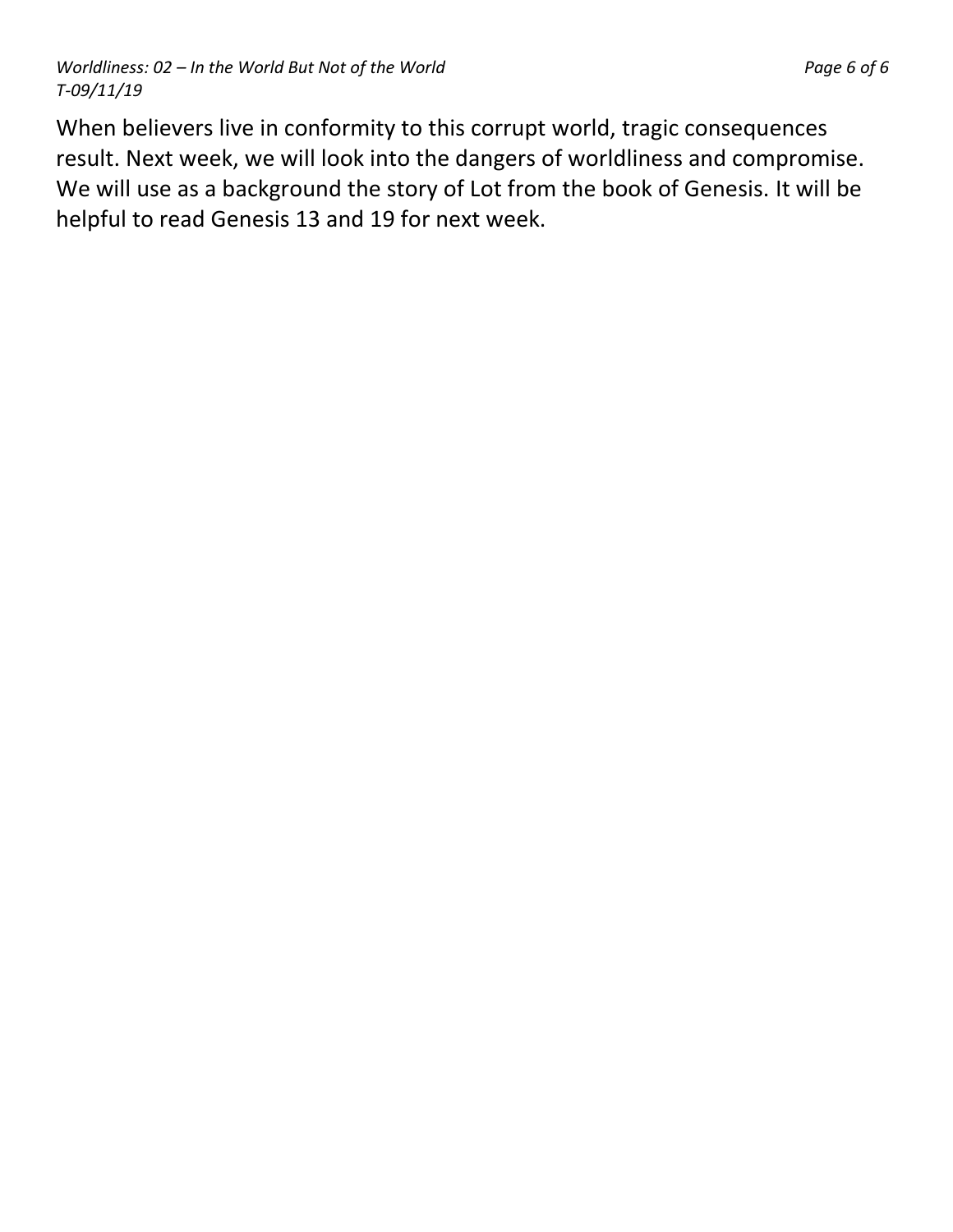When believers live in conformity to this corrupt world, tragic consequences result. Next week, we will look into the dangers of worldliness and compromise. We will use as a background the story of Lot from the book of Genesis. It will be helpful to read Genesis 13 and 19 for next week.